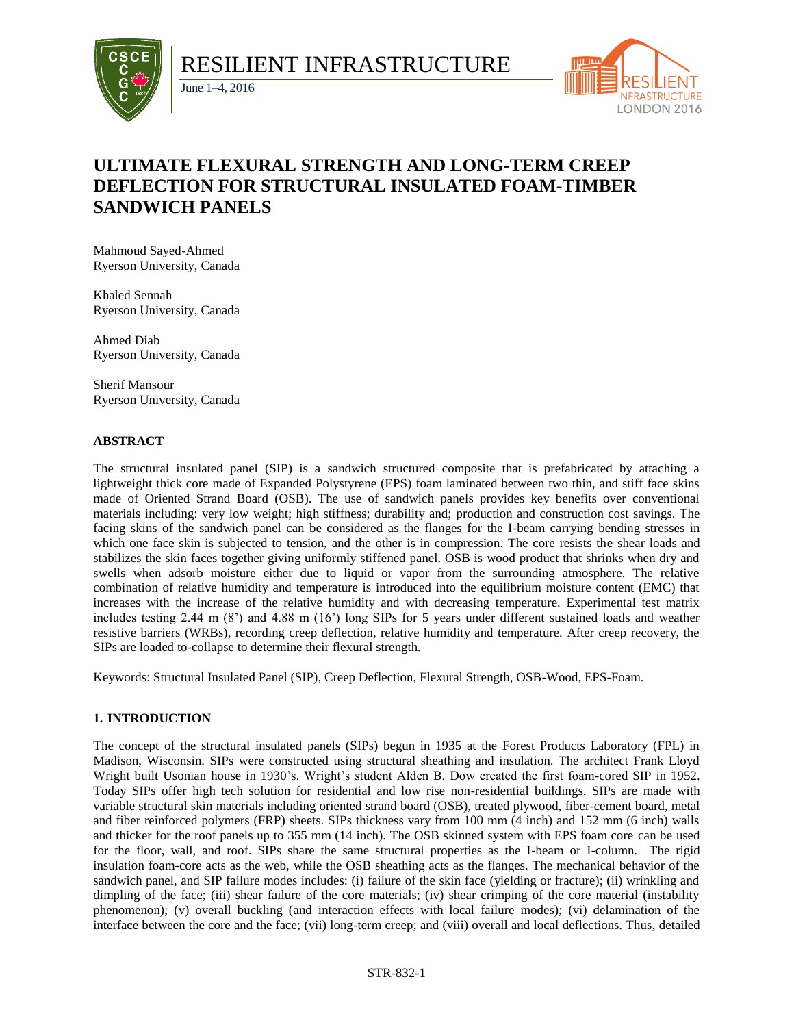# ULTIMATE FLEXURAL STRENGTH AND LONG-TERM CREEP DEFLECTION FOR STRUCTURAL INSULATED FOAM-TIMBER SANDWICH PANELS

Mahmoud Sayed-Ahmed
Ryerson University, Canada

Khaled Sennah
Ryerson University, Canada

Ahmed Diab
Ryerson University, Canada

Sherif Mansour
Ryerson University, Canada

## ABSTRACT

The structural insulated panel (SIP) is a sandwich structured composite that is prefabricated by attaching a lightweight thick core made of Expanded Polystyrene (EPS) foam laminated between two thin, and stiff face skins made of Oriented Strand Board (OSB). The use of sandwich panels provides key benefits over conventional materials including: very low weight; high stiffness; durability and; production and construction cost savings. The facing skins of the sandwich panel can be considered as the flanges for the I-beam carrying bending stresses in which one face skin is subjected to tension, and the other is in compression. The core resists the shear loads and stabilizes the skin faces together giving uniformly stiffened panel. OSB is wood product that shrinks when dry and swells when adsorb moisture either due to liquid or vapor from the surrounding atmosphere. The relative combination of relative humidity and temperature is introduced into the equilibrium moisture content (EMC) that increases with the increase of the relative humidity and with decreasing temperature. Experimental test matrix includes testing 2.44 m (8') and 4.88 m (16') long SIPs for 5 years under different sustained loads and weather resistive barriers (WRBs), recording creep deflection, relative humidity and temperature. After creep recovery, the SIPs are loaded to-collapse to determine their flexural strength.

Keywords: Structural Insulated Panel (SIP), Creep Deflection, Flexural Strength, OSB-Wood, EPS-Foam.

## 1. INTRODUCTION

The concept of the structural insulated panels (SIPs) begun in 1935 at the Forest Products Laboratory (FPL) in Madison, Wisconsin. SIPs were constructed using structural sheathing and insulation. The architect Frank Lloyd Wright built Usonian house in 1930's. Wright's student Alden B. Dow created the first foam-cored SIP in 1952. Today SIPs offer high tech solution for residential and low rise non-residential buildings. SIPs are made with variable structural skin materials including oriented strand board (OSB), treated plywood, fiber-cement board, metal and fiber reinforced polymers (FRP) sheets. SIPs thickness vary from 100 mm (4 inch) and 152 mm (6 inch) walls and thicker for the roof panels up to 355 mm (14 inch). The OSB skinned system with EPS foam core can be used for the floor, wall, and roof. SIPs share the same structural properties as the I-beam or I-column. The rigid insulation foam-core acts as the web, while the OSB sheathing acts as the flanges. The mechanical behavior of the sandwich panel, and SIP failure modes includes: (i) failure of the skin face (yielding or fracture); (ii) wrinkling and dimpling of the face; (iii) shear failure of the core materials; (iv) shear crimping of the core material (instability phenomenon); (v) overall buckling (and interaction effects with local failure modes); (vi) delamination of the interface between the core and the face; (vii) long-term creep; and (viii) overall and local deflections. Thus, detailed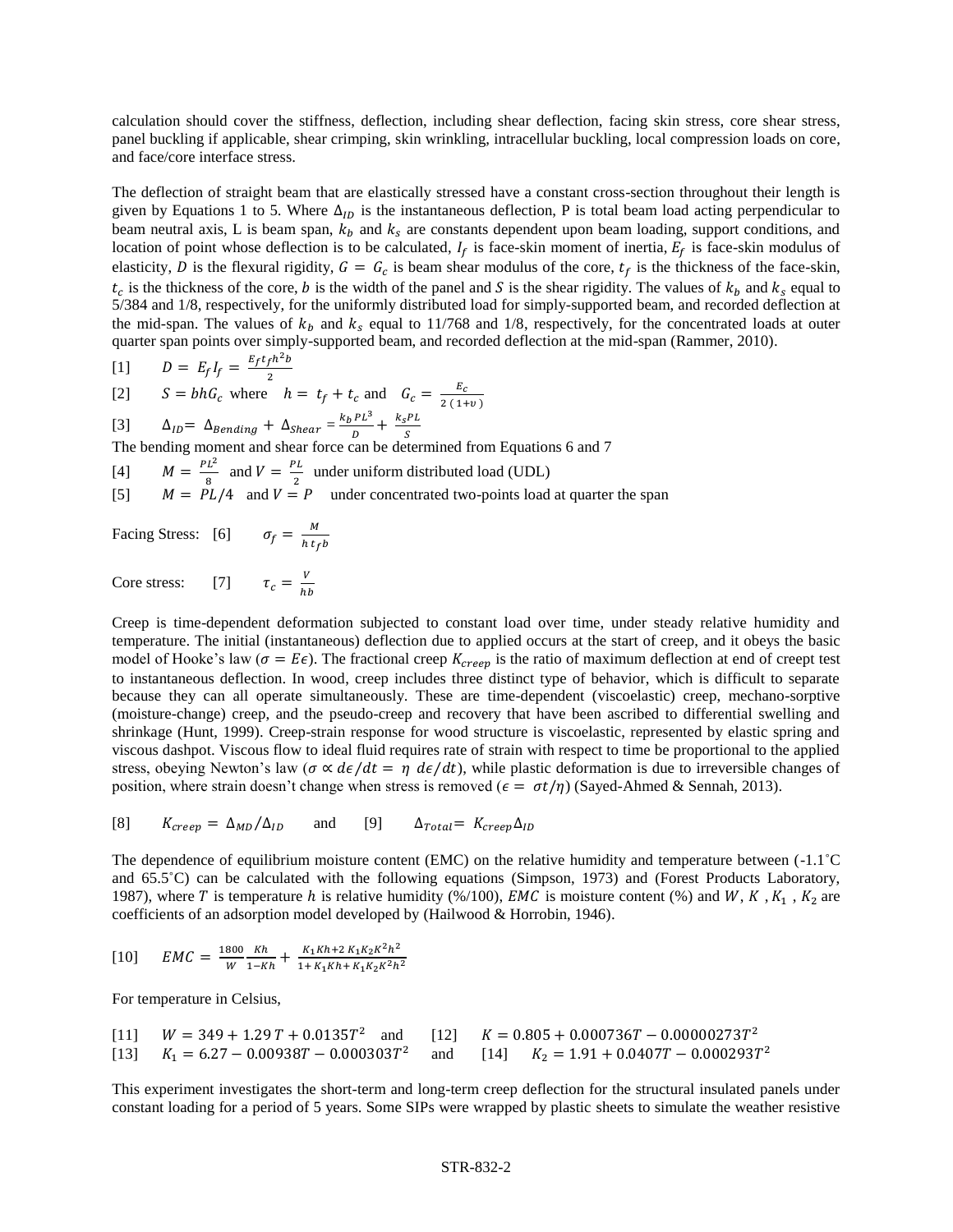calculation should cover the stiffness, deflection, including shear deflection, facing skin stress, core shear stress, panel buckling if applicable, shear crimping, skin wrinkling, intracellular buckling, local compression loads on core, and face/core interface stress.

The deflection of straight beam that are elastically stressed have a constant cross-section throughout their length is given by Equations 1 to 5. Where $\Delta_{ID}$ is the instantaneous deflection, P is total beam load acting perpendicular to beam neutral axis, L is beam span, $k_b$ and $k_s$ are constants dependent upon beam loading, support conditions, and location of point whose deflection is to be calculated, $I_f$ is face-skin moment of inertia, $E_f$ is face-skin modulus of elasticity, $D$ is the flexural rigidity, $G = G_c$ is beam shear modulus of the core, $t_f$ is the thickness of the face-skin, $t_c$ is the thickness of the core, $b$ is the width of the panel and $S$ is the shear rigidity. The values of $k_b$ and $k_s$ equal to 5/384 and 1/8, respectively, for the uniformly distributed load for simply-supported beam, and recorded deflection at the mid-span. The values of $k_b$ and $k_s$ equal to 11/768 and 1/8, respectively, for the concentrated loads at outer quarter span points over simply-supported beam, and recorded deflection at the mid-span (Rammer, 2010).

[1] $D = E_f I_f = \frac{E_f t_f h^2 b}{2}$

[2] $S = bhG_c$ where $h = t_f + t_c$ and $G_c = \frac{E_c}{2\,(1+\upsilon)}$

[3] $\Delta_{ID} = \Delta_{Bending} + \Delta_{Shear} = \frac{k_b PL^3}{D} + \frac{k_s PL}{S}$

The bending moment and shear force can be determined from Equations 6 and 7

[4] $M = \frac{PL^2}{8}$ and $V = \frac{PL}{2}$ under uniform distributed load (UDL)

[5] $M = PL/4$ and $V = P$ under concentrated two-points load at quarter the span

Facing Stress: [6] $\sigma_f = \frac{M}{h\,t_f b}$

Core stress: [7] $\tau_c = \frac{V}{hb}$

Creep is time-dependent deformation subjected to constant load over time, under steady relative humidity and temperature. The initial (instantaneous) deflection due to applied occurs at the start of creep, and it obeys the basic model of Hooke's law ($\sigma = E\epsilon$). The fractional creep $K_{creep}$ is the ratio of maximum deflection at end of creept test to instantaneous deflection. In wood, creep includes three distinct type of behavior, which is difficult to separate because they can all operate simultaneously. These are time-dependent (viscoelastic) creep, mechano-sorptive (moisture-change) creep, and the pseudo-creep and recovery that have been ascribed to differential swelling and shrinkage (Hunt, 1999). Creep-strain response for wood structure is viscoelastic, represented by elastic spring and viscous dashpot. Viscous flow to ideal fluid requires rate of strain with respect to time be proportional to the applied stress, obeying Newton's law ($\sigma \propto d\epsilon/dt = \eta\ d\epsilon/dt$), while plastic deformation is due to irreversible changes of position, where strain doesn't change when stress is removed ($\epsilon = \sigma t/\eta$) (Sayed-Ahmed & Sennah, 2013).

[8] $K_{creep} = \Delta_{MD}/\Delta_{ID}$ and [9] $\Delta_{Total} = K_{creep}\Delta_{ID}$

The dependence of equilibrium moisture content (EMC) on the relative humidity and temperature between (-1.1˚C and 65.5˚C) can be calculated with the following equations (Simpson, 1973) and (Forest Products Laboratory, 1987), where $T$ is temperature $h$ is relative humidity (%/100), $EMC$ is moisture content (%) and $W$, $K$, $K_1$, $K_2$ are coefficients of an adsorption model developed by (Hailwood & Horrobin, 1946).

[10] $EMC = \frac{1800}{W}\frac{Kh}{1-Kh} + \frac{K_1Kh + 2\,K_1K_2K^2h^2}{1 + K_1Kh + K_1K_2K^2h^2}$

For temperature in Celsius,

[11] $W = 349 + 1.29\,T + 0.0135T^2$ and [12] $K = 0.805 + 0.000736T - 0.00000273T^2$

[13] $K_1 = 6.27 - 0.00938T - 0.000303T^2$ and [14] $K_2 = 1.91 + 0.0407T - 0.000293T^2$

This experiment investigates the short-term and long-term creep deflection for the structural insulated panels under constant loading for a period of 5 years. Some SIPs were wrapped by plastic sheets to simulate the weather resistive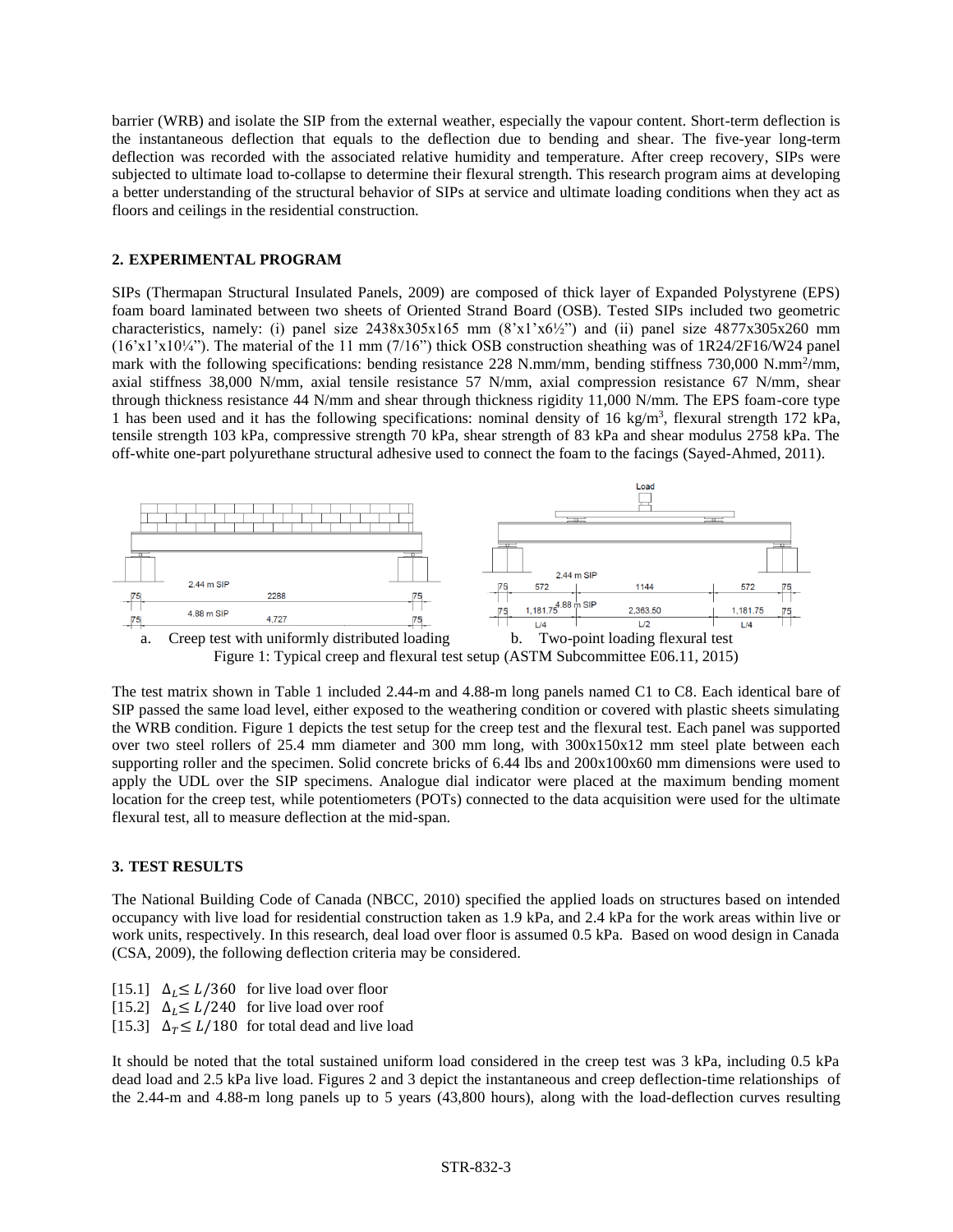barrier (WRB) and isolate the SIP from the external weather, especially the vapour content. Short-term deflection is the instantaneous deflection that equals to the deflection due to bending and shear. The five-year long-term deflection was recorded with the associated relative humidity and temperature. After creep recovery, SIPs were subjected to ultimate load to-collapse to determine their flexural strength. This research program aims at developing a better understanding of the structural behavior of SIPs at service and ultimate loading conditions when they act as floors and ceilings in the residential construction.

## 2. EXPERIMENTAL PROGRAM

SIPs (Thermapan Structural Insulated Panels, 2009) are composed of thick layer of Expanded Polystyrene (EPS) foam board laminated between two sheets of Oriented Strand Board (OSB). Tested SIPs included two geometric characteristics, namely: (i) panel size 2438x305x165 mm (8'x1'x6½") and (ii) panel size 4877x305x260 mm (16'x1'x10¼"). The material of the 11 mm (7/16") thick OSB construction sheathing was of 1R24/2F16/W24 panel mark with the following specifications: bending resistance 228 N.mm/mm, bending stiffness 730,000 N.mm$^2$/mm, axial stiffness 38,000 N/mm, axial tensile resistance 57 N/mm, axial compression resistance 67 N/mm, shear through thickness resistance 44 N/mm and shear through thickness rigidity 11,000 N/mm. The EPS foam-core type 1 has been used and it has the following specifications: nominal density of 16 kg/m$^3$, flexural strength 172 kPa, tensile strength 103 kPa, compressive strength 70 kPa, shear strength of 83 kPa and shear modulus 2758 kPa. The off-white one-part polyurethane structural adhesive used to connect the foam to the facings (Sayed-Ahmed, 2011).

a. Creep test with uniformly distributed loading b. Two-point loading flexural test

Figure 1: Typical creep and flexural test setup (ASTM Subcommittee E06.11, 2015)

The test matrix shown in Table 1 included 2.44-m and 4.88-m long panels named C1 to C8. Each identical bare of SIP passed the same load level, either exposed to the weathering condition or covered with plastic sheets simulating the WRB condition. Figure 1 depicts the test setup for the creep test and the flexural test. Each panel was supported over two steel rollers of 25.4 mm diameter and 300 mm long, with 300x150x12 mm steel plate between each supporting roller and the specimen. Solid concrete bricks of 6.44 lbs and 200x100x60 mm dimensions were used to apply the UDL over the SIP specimens. Analogue dial indicator were placed at the maximum bending moment location for the creep test, while potentiometers (POTs) connected to the data acquisition were used for the ultimate flexural test, all to measure deflection at the mid-span.

## 3. TEST RESULTS

The National Building Code of Canada (NBCC, 2010) specified the applied loads on structures based on intended occupancy with live load for residential construction taken as 1.9 kPa, and 2.4 kPa for the work areas within live or work units, respectively. In this research, deal load over floor is assumed 0.5 kPa. Based on wood design in Canada (CSA, 2009), the following deflection criteria may be considered.

[15.1] $\Delta_L \leq L/360$ for live load over floor
[15.2] $\Delta_L \leq L/240$ for live load over roof
[15.3] $\Delta_T \leq L/180$ for total dead and live load

It should be noted that the total sustained uniform load considered in the creep test was 3 kPa, including 0.5 kPa dead load and 2.5 kPa live load. Figures 2 and 3 depict the instantaneous and creep deflection-time relationships of the 2.44-m and 4.88-m long panels up to 5 years (43,800 hours), along with the load-deflection curves resulting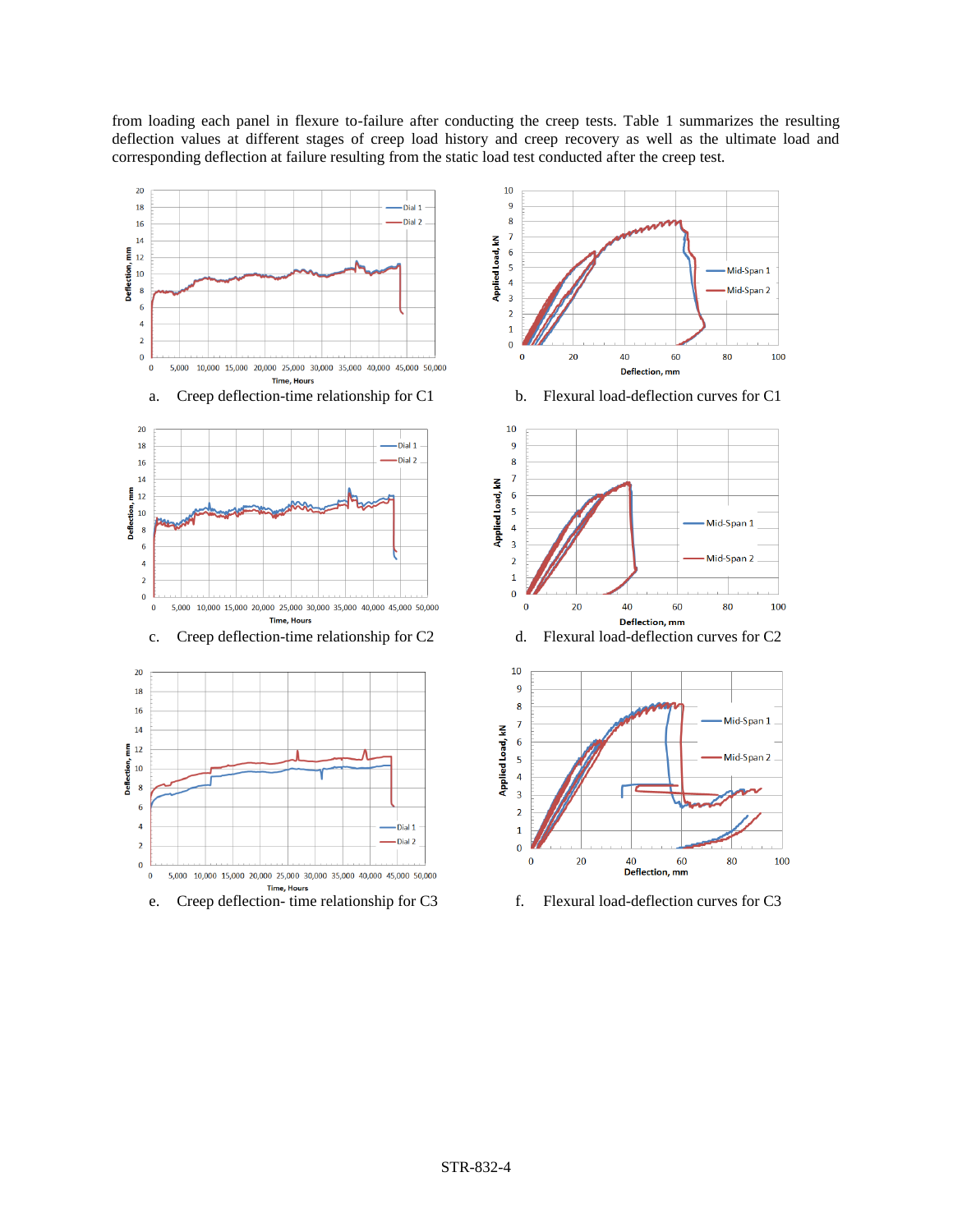from loading each panel in flexure to-failure after conducting the creep tests. Table 1 summarizes the resulting deflection values at different stages of creep load history and creep recovery as well as the ultimate load and corresponding deflection at failure resulting from the static load test conducted after the creep test.

a. Creep deflection-time relationship for C1

b. Flexural load-deflection curves for C1

c. Creep deflection-time relationship for C2

d. Flexural load-deflection curves for C2

e. Creep deflection- time relationship for C3

f. Flexural load-deflection curves for C3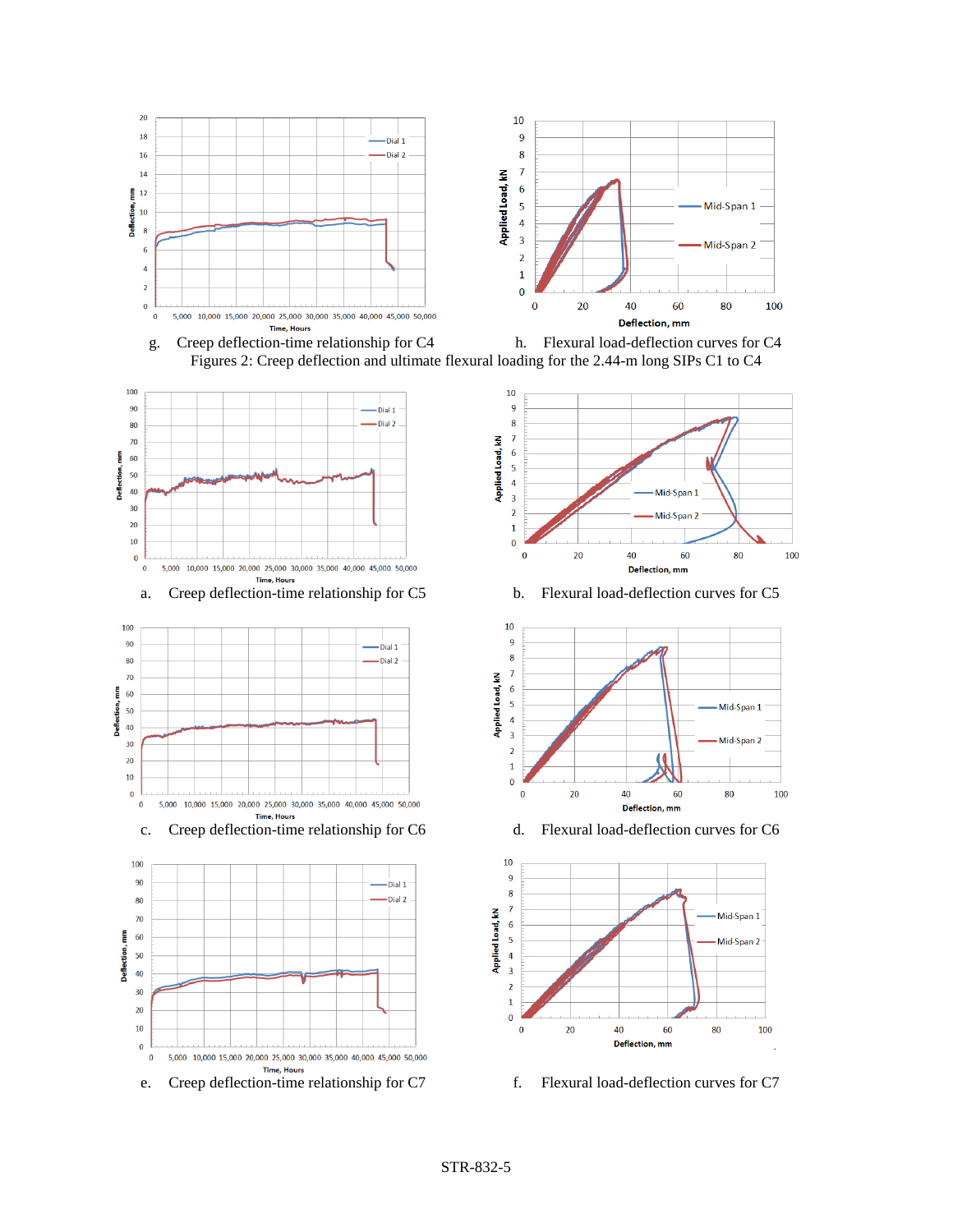g. Creep deflection-time relationship for C4

h. Flexural load-deflection curves for C4

Figures 2: Creep deflection and ultimate flexural loading for the 2.44-m long SIPs C1 to C4

a. Creep deflection-time relationship for C5

b. Flexural load-deflection curves for C5

c. Creep deflection-time relationship for C6

d. Flexural load-deflection curves for C6

e. Creep deflection-time relationship for C7

f. Flexural load-deflection curves for C7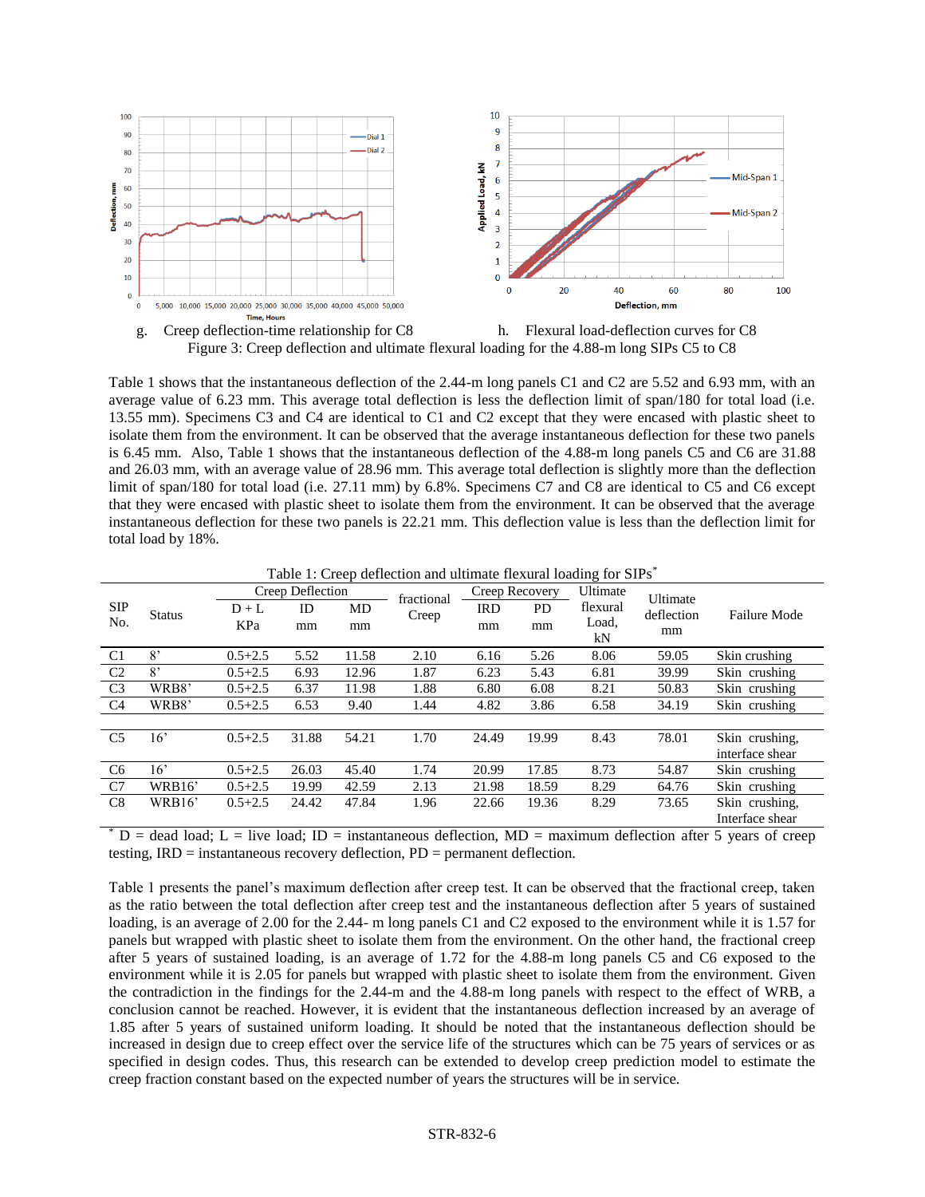g. Creep deflection-time relationship for C8 h. Flexural load-deflection curves for C8

Figure 3: Creep deflection and ultimate flexural loading for the 4.88-m long SIPs C5 to C8

Table 1 shows that the instantaneous deflection of the 2.44-m long panels C1 and C2 are 5.52 and 6.93 mm, with an average value of 6.23 mm. This average total deflection is less the deflection limit of span/180 for total load (i.e. 13.55 mm). Specimens C3 and C4 are identical to C1 and C2 except that they were encased with plastic sheet to isolate them from the environment. It can be observed that the average instantaneous deflection for these two panels is 6.45 mm. Also, Table 1 shows that the instantaneous deflection of the 4.88-m long panels C5 and C6 are 31.88 and 26.03 mm, with an average value of 28.96 mm. This average total deflection is slightly more than the deflection limit of span/180 for total load (i.e. 27.11 mm) by 6.8%. Specimens C7 and C8 are identical to C5 and C6 except that they were encased with plastic sheet to isolate them from the environment. It can be observed that the average instantaneous deflection for these two panels is 22.21 mm. This deflection value is less than the deflection limit for total load by 18%.

Table 1: Creep deflection and ultimate flexural loading for SIPs*

| SIP No. | Status | Creep Deflection | | | fractional Creep | Creep Recovery | | Ultimate flexural Load, kN | Ultimate deflection mm | Failure Mode |
|---|---|---|---|---|---|---|---|---|---|---|
| | | D + L KPa | ID mm | MD mm | | IRD mm | PD mm | | | |
| C1 | 8' | 0.5+2.5 | 5.52 | 11.58 | 2.10 | 6.16 | 5.26 | 8.06 | 59.05 | Skin crushing |
| C2 | 8' | 0.5+2.5 | 6.93 | 12.96 | 1.87 | 6.23 | 5.43 | 6.81 | 39.99 | Skin crushing |
| C3 | WRB8' | 0.5+2.5 | 6.37 | 11.98 | 1.88 | 6.80 | 6.08 | 8.21 | 50.83 | Skin crushing |
| C4 | WRB8' | 0.5+2.5 | 6.53 | 9.40 | 1.44 | 4.82 | 3.86 | 6.58 | 34.19 | Skin crushing |
| | | | | | | | | | | |
| C5 | 16' | 0.5+2.5 | 31.88 | 54.21 | 1.70 | 24.49 | 19.99 | 8.43 | 78.01 | Skin crushing, interface shear |
| C6 | 16' | 0.5+2.5 | 26.03 | 45.40 | 1.74 | 20.99 | 17.85 | 8.73 | 54.87 | Skin crushing |
| C7 | WRB16' | 0.5+2.5 | 19.99 | 42.59 | 2.13 | 21.98 | 18.59 | 8.29 | 64.76 | Skin crushing |
| C8 | WRB16' | 0.5+2.5 | 24.42 | 47.84 | 1.96 | 22.66 | 19.36 | 8.29 | 73.65 | Skin crushing, Interface shear |

* D = dead load; L = live load; ID = instantaneous deflection, MD = maximum deflection after 5 years of creep testing, IRD = instantaneous recovery deflection, PD = permanent deflection.

Table 1 presents the panel's maximum deflection after creep test. It can be observed that the fractional creep, taken as the ratio between the total deflection after creep test and the instantaneous deflection after 5 years of sustained loading, is an average of 2.00 for the 2.44- m long panels C1 and C2 exposed to the environment while it is 1.57 for panels but wrapped with plastic sheet to isolate them from the environment. On the other hand, the fractional creep after 5 years of sustained loading, is an average of 1.72 for the 4.88-m long panels C5 and C6 exposed to the environment while it is 2.05 for panels but wrapped with plastic sheet to isolate them from the environment. Given the contradiction in the findings for the 2.44-m and the 4.88-m long panels with respect to the effect of WRB, a conclusion cannot be reached. However, it is evident that the instantaneous deflection increased by an average of 1.85 after 5 years of sustained uniform loading. It should be noted that the instantaneous deflection should be increased in design due to creep effect over the service life of the structures which can be 75 years of services or as specified in design codes. Thus, this research can be extended to develop creep prediction model to estimate the creep fraction constant based on the expected number of years the structures will be in service.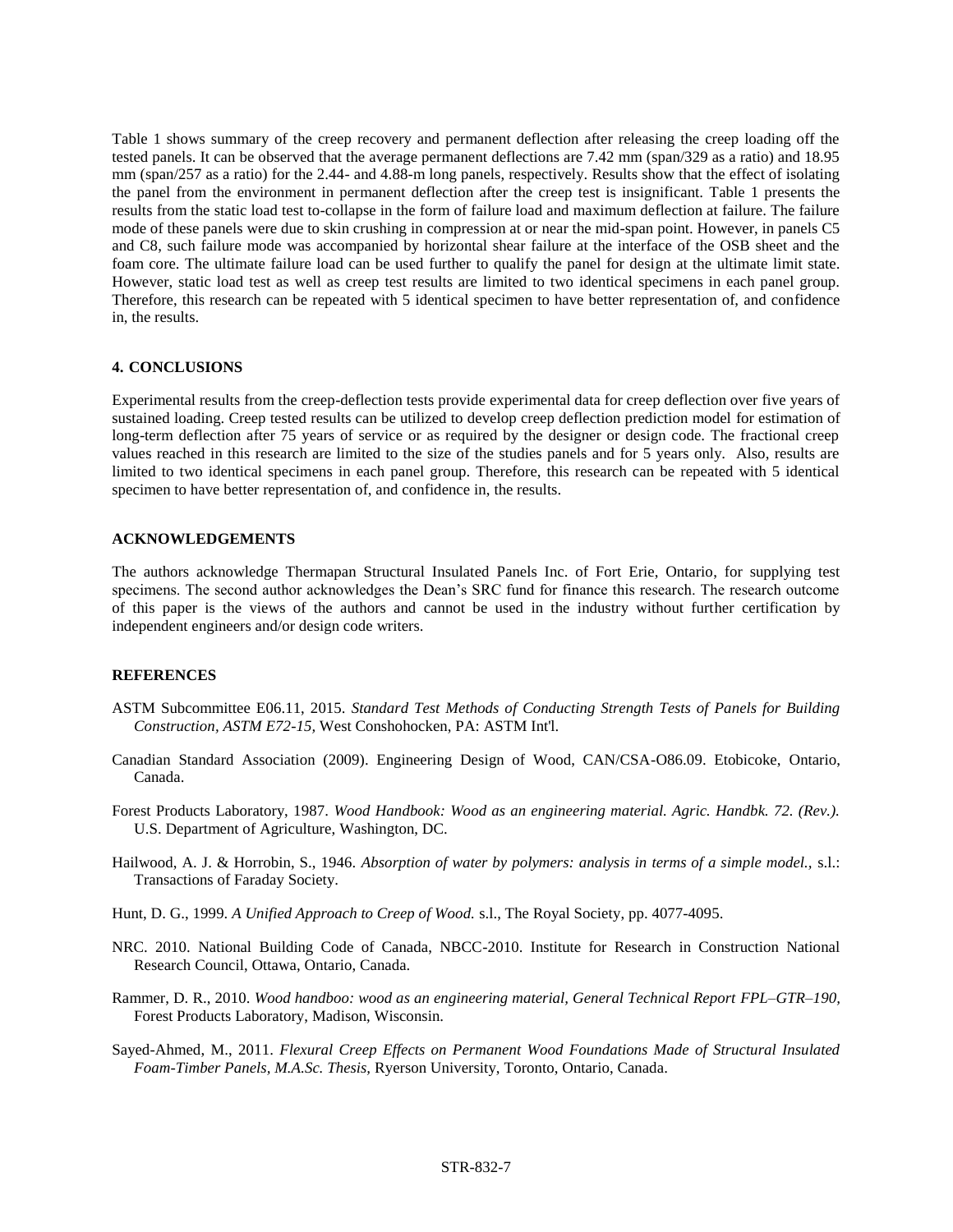Table 1 shows summary of the creep recovery and permanent deflection after releasing the creep loading off the tested panels. It can be observed that the average permanent deflections are 7.42 mm (span/329 as a ratio) and 18.95 mm (span/257 as a ratio) for the 2.44- and 4.88-m long panels, respectively. Results show that the effect of isolating the panel from the environment in permanent deflection after the creep test is insignificant. Table 1 presents the results from the static load test to-collapse in the form of failure load and maximum deflection at failure. The failure mode of these panels were due to skin crushing in compression at or near the mid-span point. However, in panels C5 and C8, such failure mode was accompanied by horizontal shear failure at the interface of the OSB sheet and the foam core. The ultimate failure load can be used further to qualify the panel for design at the ultimate limit state. However, static load test as well as creep test results are limited to two identical specimens in each panel group. Therefore, this research can be repeated with 5 identical specimen to have better representation of, and confidence in, the results.

## 4. CONCLUSIONS

Experimental results from the creep-deflection tests provide experimental data for creep deflection over five years of sustained loading. Creep tested results can be utilized to develop creep deflection prediction model for estimation of long-term deflection after 75 years of service or as required by the designer or design code. The fractional creep values reached in this research are limited to the size of the studies panels and for 5 years only. Also, results are limited to two identical specimens in each panel group. Therefore, this research can be repeated with 5 identical specimen to have better representation of, and confidence in, the results.

## ACKNOWLEDGEMENTS

The authors acknowledge Thermapan Structural Insulated Panels Inc. of Fort Erie, Ontario, for supplying test specimens. The second author acknowledges the Dean's SRC fund for finance this research. The research outcome of this paper is the views of the authors and cannot be used in the industry without further certification by independent engineers and/or design code writers.

## REFERENCES

ASTM Subcommittee E06.11, 2015. *Standard Test Methods of Conducting Strength Tests of Panels for Building Construction, ASTM E72-15,* West Conshohocken, PA: ASTM Int'l.

Canadian Standard Association (2009). Engineering Design of Wood, CAN/CSA-O86.09. Etobicoke, Ontario, Canada.

Forest Products Laboratory, 1987. *Wood Handbook: Wood as an engineering material. Agric. Handbk. 72. (Rev.).* U.S. Department of Agriculture, Washington, DC.

Hailwood, A. J. & Horrobin, S., 1946. *Absorption of water by polymers: analysis in terms of a simple model.,* s.l.: Transactions of Faraday Society.

Hunt, D. G., 1999. *A Unified Approach to Creep of Wood.* s.l., The Royal Society, pp. 4077-4095.

NRC. 2010. National Building Code of Canada, NBCC-2010. Institute for Research in Construction National Research Council, Ottawa, Ontario, Canada.

Rammer, D. R., 2010. *Wood handboo: wood as an engineering material, General Technical Report FPL–GTR–190,* Forest Products Laboratory, Madison, Wisconsin.

Sayed-Ahmed, M., 2011. *Flexural Creep Effects on Permanent Wood Foundations Made of Structural Insulated Foam-Timber Panels, M.A.Sc. Thesis,* Ryerson University, Toronto, Ontario, Canada.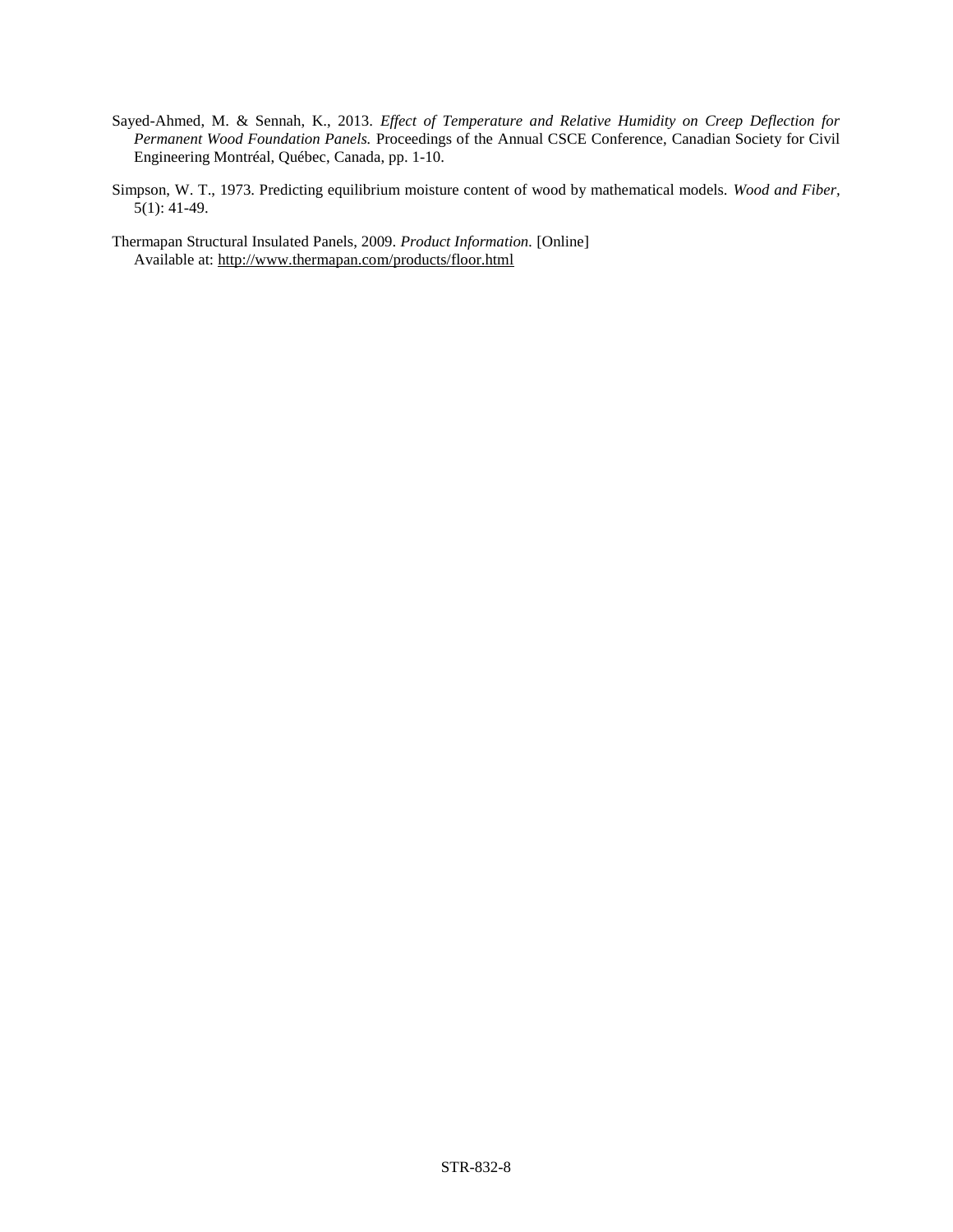Sayed-Ahmed, M. & Sennah, K., 2013. *Effect of Temperature and Relative Humidity on Creep Deflection for Permanent Wood Foundation Panels.* Proceedings of the Annual CSCE Conference, Canadian Society for Civil Engineering Montréal, Québec, Canada, pp. 1-10.

Simpson, W. T., 1973. Predicting equilibrium moisture content of wood by mathematical models. *Wood and Fiber,* 5(1): 41-49.

Thermapan Structural Insulated Panels, 2009. *Product Information.* [Online] Available at: http://www.thermapan.com/products/floor.html